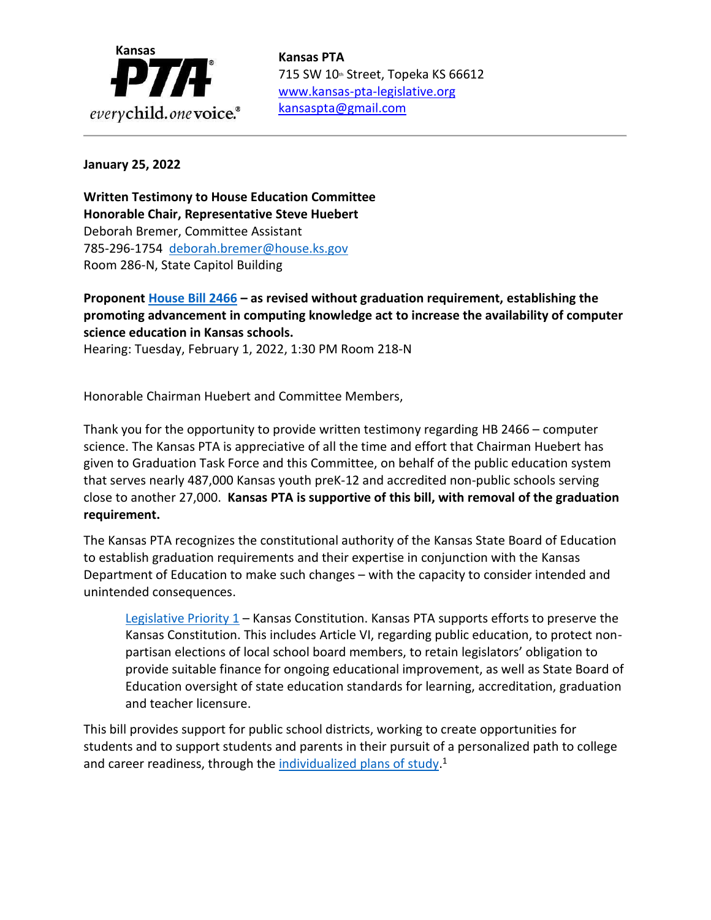Kansas PTA

everychild. onevoice.®

**Kansas PTA**
715 SW 10th Street, Topeka KS 66612
[www.kansas-pta-legislative.org](www.kansas-pta-legislative.org)
[kansaspta@gmail.com](mailto:kansaspta@gmail.com)

---

**January 25, 2022**

**Written Testimony to House Education Committee**
**Honorable Chair, Representative Steve Huebert**
Deborah Bremer, Committee Assistant
785-296-1754 [deborah.bremer@house.ks.gov](mailto:deborah.bremer@house.ks.gov)
Room 286-N, State Capitol Building

**Proponent [House Bill 2466](#) – as revised without graduation requirement, establishing the promoting advancement in computing knowledge act to increase the availability of computer science education in Kansas schools.**
Hearing: Tuesday, February 1, 2022, 1:30 PM Room 218-N

Honorable Chairman Huebert and Committee Members,

Thank you for the opportunity to provide written testimony regarding HB 2466 – computer science. The Kansas PTA is appreciative of all the time and effort that Chairman Huebert has given to Graduation Task Force and this Committee, on behalf of the public education system that serves nearly 487,000 Kansas youth preK-12 and accredited non-public schools serving close to another 27,000. **Kansas PTA is supportive of this bill, with removal of the graduation requirement.**

The Kansas PTA recognizes the constitutional authority of the Kansas State Board of Education to establish graduation requirements and their expertise in conjunction with the Kansas Department of Education to make such changes – with the capacity to consider intended and unintended consequences.

> [Legislative Priority 1](#) – Kansas Constitution. Kansas PTA supports efforts to preserve the Kansas Constitution. This includes Article VI, regarding public education, to protect non-partisan elections of local school board members, to retain legislators' obligation to provide suitable finance for ongoing educational improvement, as well as State Board of Education oversight of state education standards for learning, accreditation, graduation and teacher licensure.

This bill provides support for public school districts, working to create opportunities for students and to support students and parents in their pursuit of a personalized path to college and career readiness, through the [individualized plans of study](#).[1]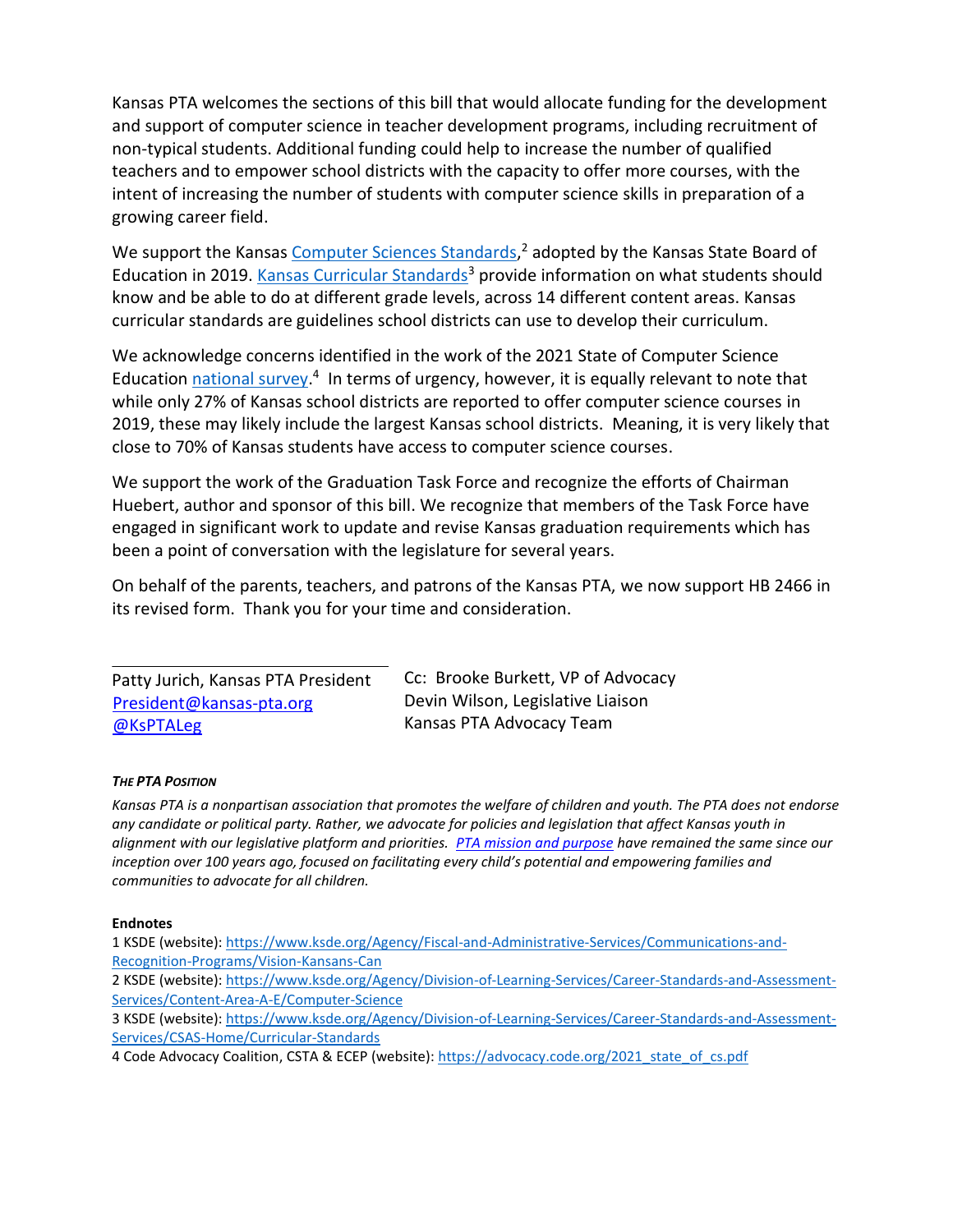Kansas PTA welcomes the sections of this bill that would allocate funding for the development and support of computer science in teacher development programs, including recruitment of non-typical students. Additional funding could help to increase the number of qualified teachers and to empower school districts with the capacity to offer more courses, with the intent of increasing the number of students with computer science skills in preparation of a growing career field.

We support the Kansas Computer Sciences Standards,[2] adopted by the Kansas State Board of Education in 2019. Kansas Curricular Standards[3] provide information on what students should know and be able to do at different grade levels, across 14 different content areas. Kansas curricular standards are guidelines school districts can use to develop their curriculum.

We acknowledge concerns identified in the work of the 2021 State of Computer Science Education national survey.[4] In terms of urgency, however, it is equally relevant to note that while only 27% of Kansas school districts are reported to offer computer science courses in 2019, these may likely include the largest Kansas school districts. Meaning, it is very likely that close to 70% of Kansas students have access to computer science courses.

We support the work of the Graduation Task Force and recognize the efforts of Chairman Huebert, author and sponsor of this bill. We recognize that members of the Task Force have engaged in significant work to update and revise Kansas graduation requirements which has been a point of conversation with the legislature for several years.

On behalf of the parents, teachers, and patrons of the Kansas PTA, we now support HB 2466 in its revised form. Thank you for your time and consideration.

Patty Jurich, Kansas PTA President
President@kansas-pta.org
@KsPTALeg

Cc: Brooke Burkett, VP of Advocacy
Devin Wilson, Legislative Liaison
Kansas PTA Advocacy Team

***THE PTA POSITION***

*Kansas PTA is a nonpartisan association that promotes the welfare of children and youth. The PTA does not endorse any candidate or political party. Rather, we advocate for policies and legislation that affect Kansas youth in alignment with our legislative platform and priorities. PTA mission and purpose have remained the same since our inception over 100 years ago, focused on facilitating every child's potential and empowering families and communities to advocate for all children.*

**Endnotes**

1 KSDE (website): https://www.ksde.org/Agency/Fiscal-and-Administrative-Services/Communications-and-Recognition-Programs/Vision-Kansans-Can

2 KSDE (website): https://www.ksde.org/Agency/Division-of-Learning-Services/Career-Standards-and-Assessment-Services/Content-Area-A-E/Computer-Science

3 KSDE (website): https://www.ksde.org/Agency/Division-of-Learning-Services/Career-Standards-and-Assessment-Services/CSAS-Home/Curricular-Standards

4 Code Advocacy Coalition, CSTA & ECEP (website): https://advocacy.code.org/2021_state_of_cs.pdf